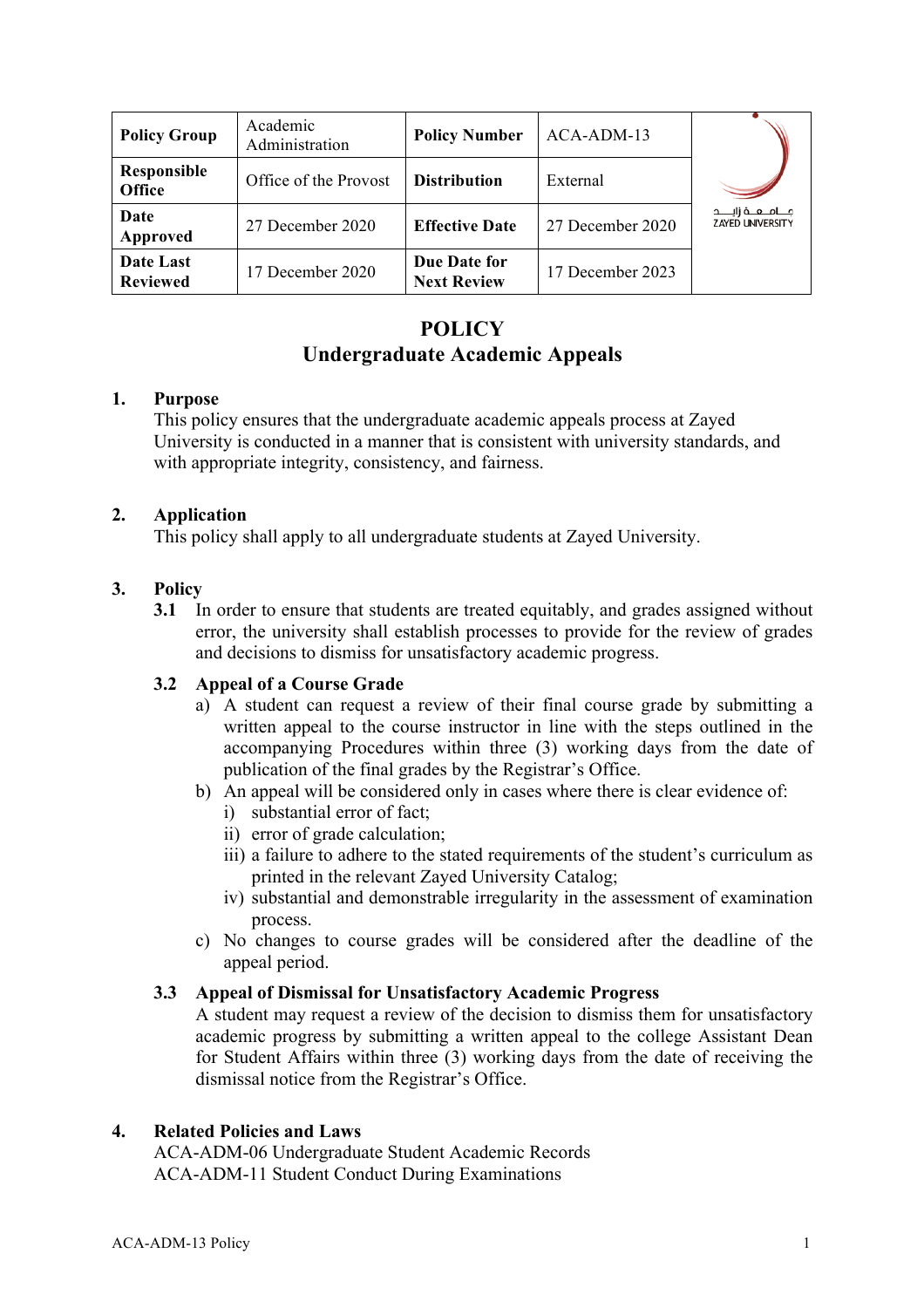| Policy Group | Academic Administration | Policy Number | ACA-ADM-13 |
|---|---|---|---|
| Responsible Office | Office of the Provost | Distribution | External |
| Date Approved | 27 December 2020 | Effective Date | 27 December 2020 |
| Date Last Reviewed | 17 December 2020 | Due Date for Next Review | 17 December 2023 |

# POLICY
# Undergraduate Academic Appeals

## 1. Purpose

This policy ensures that the undergraduate academic appeals process at Zayed University is conducted in a manner that is consistent with university standards, and with appropriate integrity, consistency, and fairness.

## 2. Application

This policy shall apply to all undergraduate students at Zayed University.

## 3. Policy

**3.1** In order to ensure that students are treated equitably, and grades assigned without error, the university shall establish processes to provide for the review of grades and decisions to dismiss for unsatisfactory academic progress.

### 3.2 Appeal of a Course Grade

a) A student can request a review of their final course grade by submitting a written appeal to the course instructor in line with the steps outlined in the accompanying Procedures within three (3) working days from the date of publication of the final grades by the Registrar's Office.

b) An appeal will be considered only in cases where there is clear evidence of:
   i) substantial error of fact;
   ii) error of grade calculation;
   iii) a failure to adhere to the stated requirements of the student's curriculum as printed in the relevant Zayed University Catalog;
   iv) substantial and demonstrable irregularity in the assessment of examination process.

c) No changes to course grades will be considered after the deadline of the appeal period.

### 3.3 Appeal of Dismissal for Unsatisfactory Academic Progress

A student may request a review of the decision to dismiss them for unsatisfactory academic progress by submitting a written appeal to the college Assistant Dean for Student Affairs within three (3) working days from the date of receiving the dismissal notice from the Registrar's Office.

## 4. Related Policies and Laws

ACA-ADM-06 Undergraduate Student Academic Records
ACA-ADM-11 Student Conduct During Examinations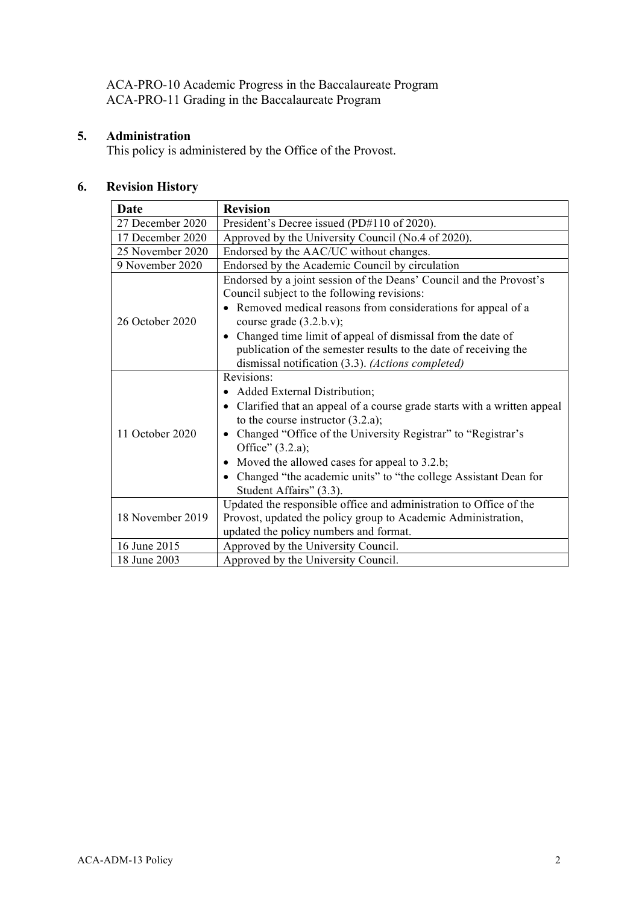ACA-PRO-10 Academic Progress in the Baccalaureate Program
ACA-PRO-11 Grading in the Baccalaureate Program

## 5. Administration

This policy is administered by the Office of the Provost.

## 6. Revision History

| Date | Revision |
|---|---|
| 27 December 2020 | President's Decree issued (PD#110 of 2020). |
| 17 December 2020 | Approved by the University Council (No.4 of 2020). |
| 25 November 2020 | Endorsed by the AAC/UC without changes. |
| 9 November 2020 | Endorsed by the Academic Council by circulation |
| 26 October 2020 | Endorsed by a joint session of the Deans' Council and the Provost's Council subject to the following revisions:<br>• Removed medical reasons from considerations for appeal of a course grade (3.2.b.v);<br>• Changed time limit of appeal of dismissal from the date of publication of the semester results to the date of receiving the dismissal notification (3.3). *(Actions completed)* |
| 11 October 2020 | Revisions:<br>• Added External Distribution;<br>• Clarified that an appeal of a course grade starts with a written appeal to the course instructor (3.2.a);<br>• Changed "Office of the University Registrar" to "Registrar's Office" (3.2.a);<br>• Moved the allowed cases for appeal to 3.2.b;<br>• Changed "the academic units" to "the college Assistant Dean for Student Affairs" (3.3). |
| 18 November 2019 | Updated the responsible office and administration to Office of the Provost, updated the policy group to Academic Administration, updated the policy numbers and format. |
| 16 June 2015 | Approved by the University Council. |
| 18 June 2003 | Approved by the University Council. |